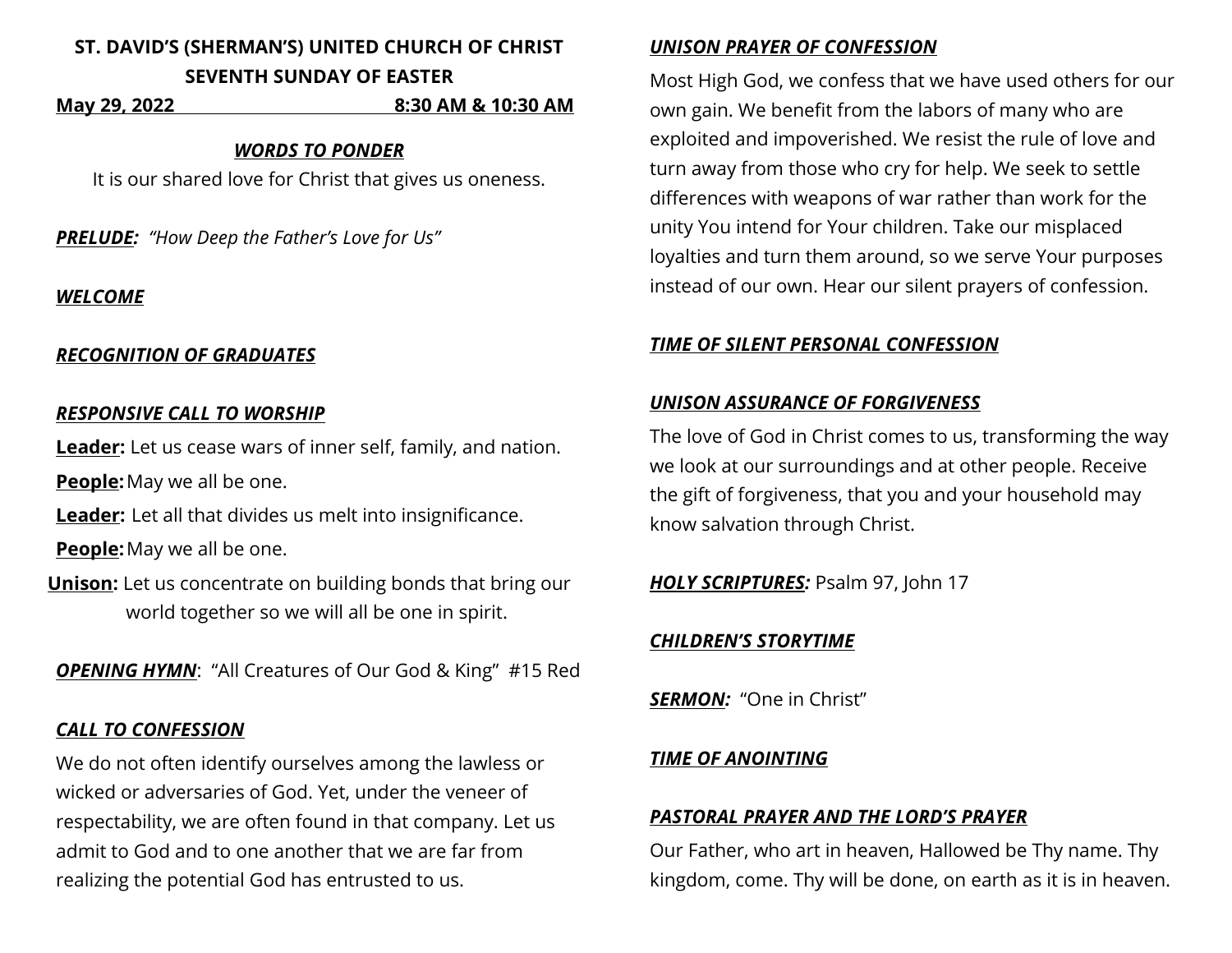**ST. DAVID'S (SHERMAN'S) UNITED CHURCH OF CHRIST**
**SEVENTH SUNDAY OF EASTER**

**May 29, 2022 8:30 AM & 10:30 AM**

***WORDS TO PONDER***

It is our shared love for Christ that gives us oneness.

***PRELUDE:*** *"How Deep the Father's Love for Us"*

***WELCOME***

***RECOGNITION OF GRADUATES***

***RESPONSIVE CALL TO WORSHIP***

**Leader:** Let us cease wars of inner self, family, and nation.

**People:** May we all be one.

**Leader:** Let all that divides us melt into insignificance.

**People:** May we all be one.

**Unison:** Let us concentrate on building bonds that bring our world together so we will all be one in spirit.

***OPENING HYMN***: "All Creatures of Our God & King" #15 Red

***CALL TO CONFESSION***

We do not often identify ourselves among the lawless or wicked or adversaries of God. Yet, under the veneer of respectability, we are often found in that company. Let us admit to God and to one another that we are far from realizing the potential God has entrusted to us.

***UNISON PRAYER OF CONFESSION***

Most High God, we confess that we have used others for our own gain. We benefit from the labors of many who are exploited and impoverished. We resist the rule of love and turn away from those who cry for help. We seek to settle differences with weapons of war rather than work for the unity You intend for Your children. Take our misplaced loyalties and turn them around, so we serve Your purposes instead of our own. Hear our silent prayers of confession.

***TIME OF SILENT PERSONAL CONFESSION***

***UNISON ASSURANCE OF FORGIVENESS***

The love of God in Christ comes to us, transforming the way we look at our surroundings and at other people. Receive the gift of forgiveness, that you and your household may know salvation through Christ.

***HOLY SCRIPTURES:*** Psalm 97, John 17

***CHILDREN'S STORYTIME***

***SERMON:*** "One in Christ"

***TIME OF ANOINTING***

***PASTORAL PRAYER AND THE LORD'S PRAYER***

Our Father, who art in heaven, Hallowed be Thy name. Thy kingdom, come. Thy will be done, on earth as it is in heaven.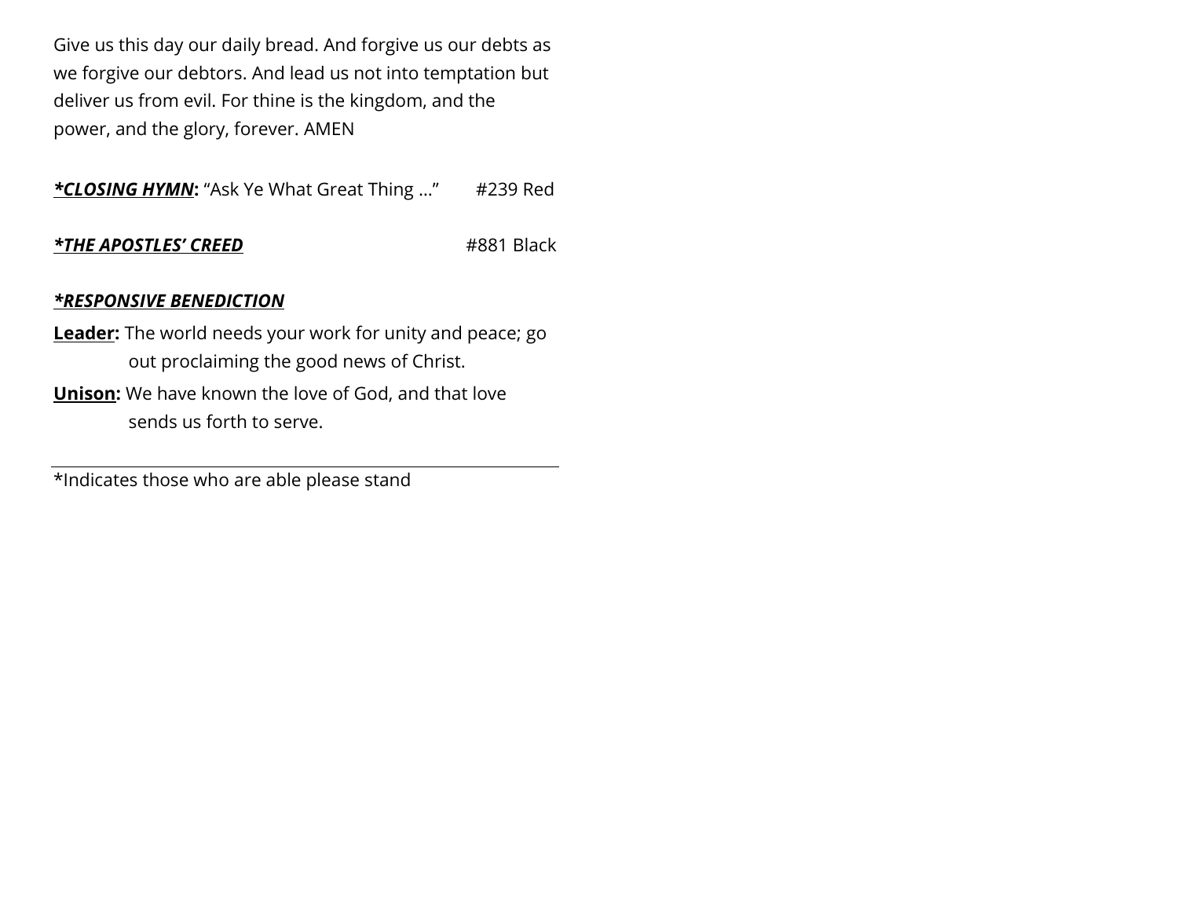Give us this day our daily bread. And forgive us our debts as we forgive our debtors. And lead us not into temptation but deliver us from evil. For thine is the kingdom, and the power, and the glory, forever. AMEN

***CLOSING HYMN*:** "Ask Ye What Great Thing ..." #239 Red

***THE APOSTLES' CREED*** #881 Black

***RESPONSIVE BENEDICTION***

**Leader:** The world needs your work for unity and peace; go out proclaiming the good news of Christ.

**Unison:** We have known the love of God, and that love sends us forth to serve.

---

*Indicates those who are able please stand